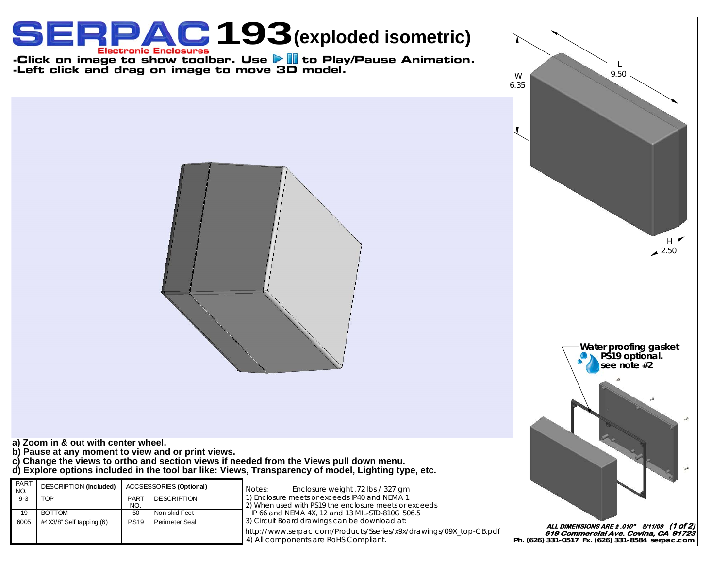# SERPAC 193 (exploded isometric)

Electronic Enclosures

- Click on image to show toolbar. Use ▶ ❚❚ to Play/Pause Animation.
- Left click and drag on image to move 3D model.

W 6.35

L 9.50

H 2.50

**Water proofing gasket PS19 optional. see note #2**

a) Zoom in & out with center wheel.
b) Pause at any moment to view and or print views.
c) Change the views to ortho and section views if needed from the Views pull down menu.
d) Explore options included in the tool bar like: Views, Transparency of model, Lighting type, etc.

| PART NO. | DESCRIPTION **(Included)** | ACCSESSORIES **(Optional)** | |
|---|---|---|---|
| 9-3 | TOP | PART NO. | DESCRIPTION |
| 19 | BOTTOM | 50 | Non-skid Feet |
| 6005 | #4X3/8" Self tapping (6) | PS19 | Perimeter Seal |
| | | | |
| | | | |

Notes: Enclosure weight .72 lbs / 327 gm

1) Enclosure meets or exceeds IP40 and NEMA 1
2) When used with PS19 the enclosure meets or exceeds IP 66 and NEMA 4X, 12 and 13 MIL-STD-810G 506.5
3) Circuit Board drawings can be download at:

http://www.serpac.com/Products/Sseries/x9x/drawings/09X_top-CB.pdf

4) All components are RoHS Compliant.

*ALL DIMENSIONS ARE ± .010" 8/11/09*

*619 Commercial Ave. Covina, CA 91723*

**Ph. (626) 331-0517 Fx. (626) 331-8584 serpac.com**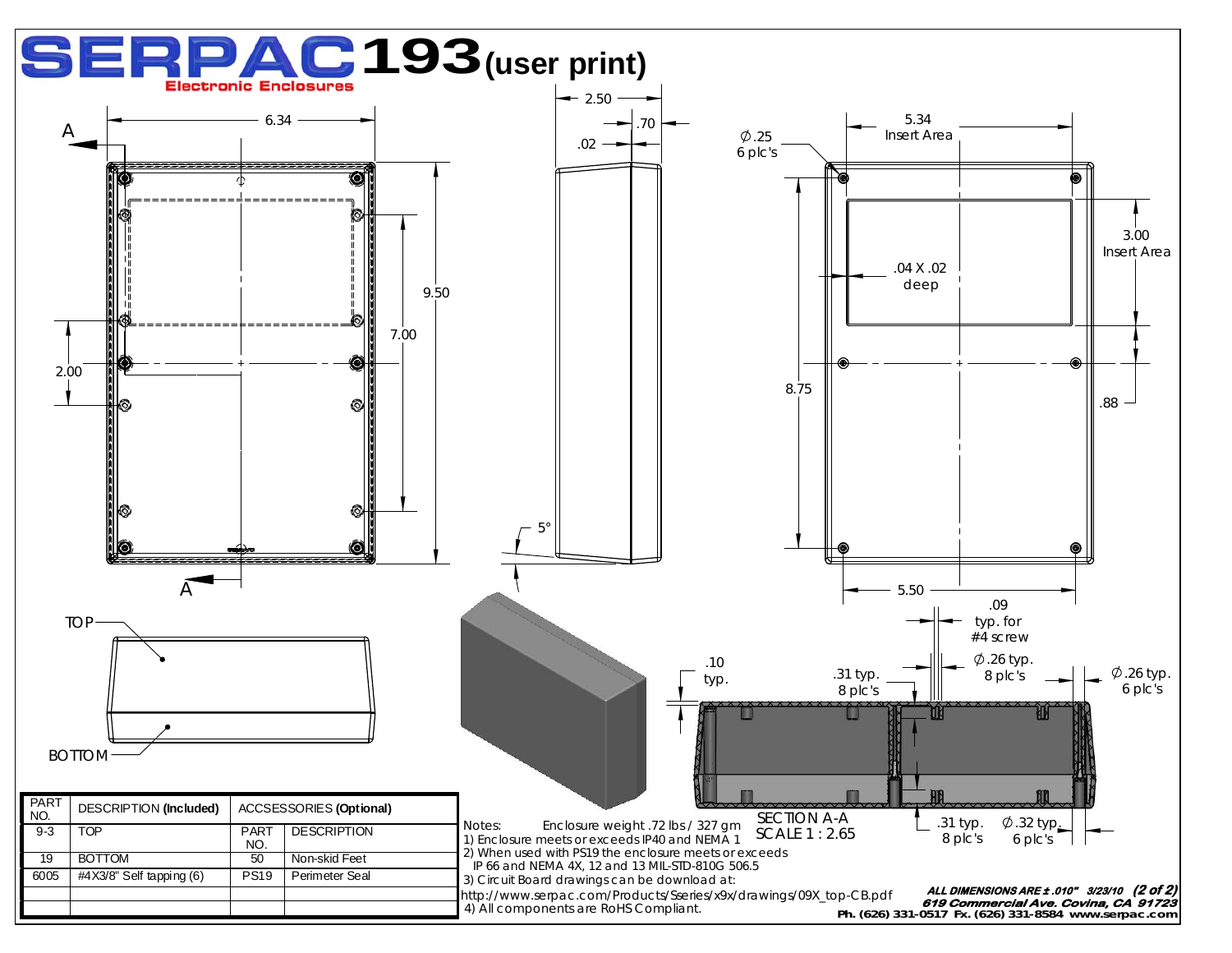# SERPAC 193 (user print)

Electronic Enclosures

6.34

A

9.50

7.00

2.00

A

2.50

.70

.02

5°

5.34
Insert Area

∅.25
6 plc's

3.00
Insert Area

.04 X .02
deep

8.75

.88

5.50

TOP

BOTTOM

.09
typ. for
#4 screw

.10
typ.

.31 typ.
8 plc's

∅.26 typ.
8 plc's

∅.26 typ.
6 plc's

SECTION A-A
SCALE 1 : 2.65

.31 typ.
8 plc's

∅.32 typ.
6 plc's

| PART NO. | DESCRIPTION **(Included)** | ACCSESSORIES **(Optional)** | |
|---|---|---|---|
| 9-3 | TOP | PART NO. | DESCRIPTION |
| 19 | BOTTOM | 50 | Non-skid Feet |
| 6005 | #4X3/8" Self tapping (6) | PS19 | Perimeter Seal |
| | | | |
| | | | |

Notes: Enclosure weight .72 lbs / 327 gm

1) Enclosure meets or exceeds IP40 and NEMA 1
2) When used with PS19 the enclosure meets or exceeds IP 66 and NEMA 4X, 12 and 13 MIL-STD-810G 506.5
3) Circuit Board drawings can be download at:
http://www.serpac.com/Products/Sseries/x9x/drawings/09X_top-CB.pdf
4) All components are RoHS Compliant.

*ALL DIMENSIONS ARE ± .010"* *3/23/10*

*619 Commercial Ave. Covina, CA 91723*

**Ph. (626) 331-0517 Fx. (626) 331-8584 www.serpac.com**